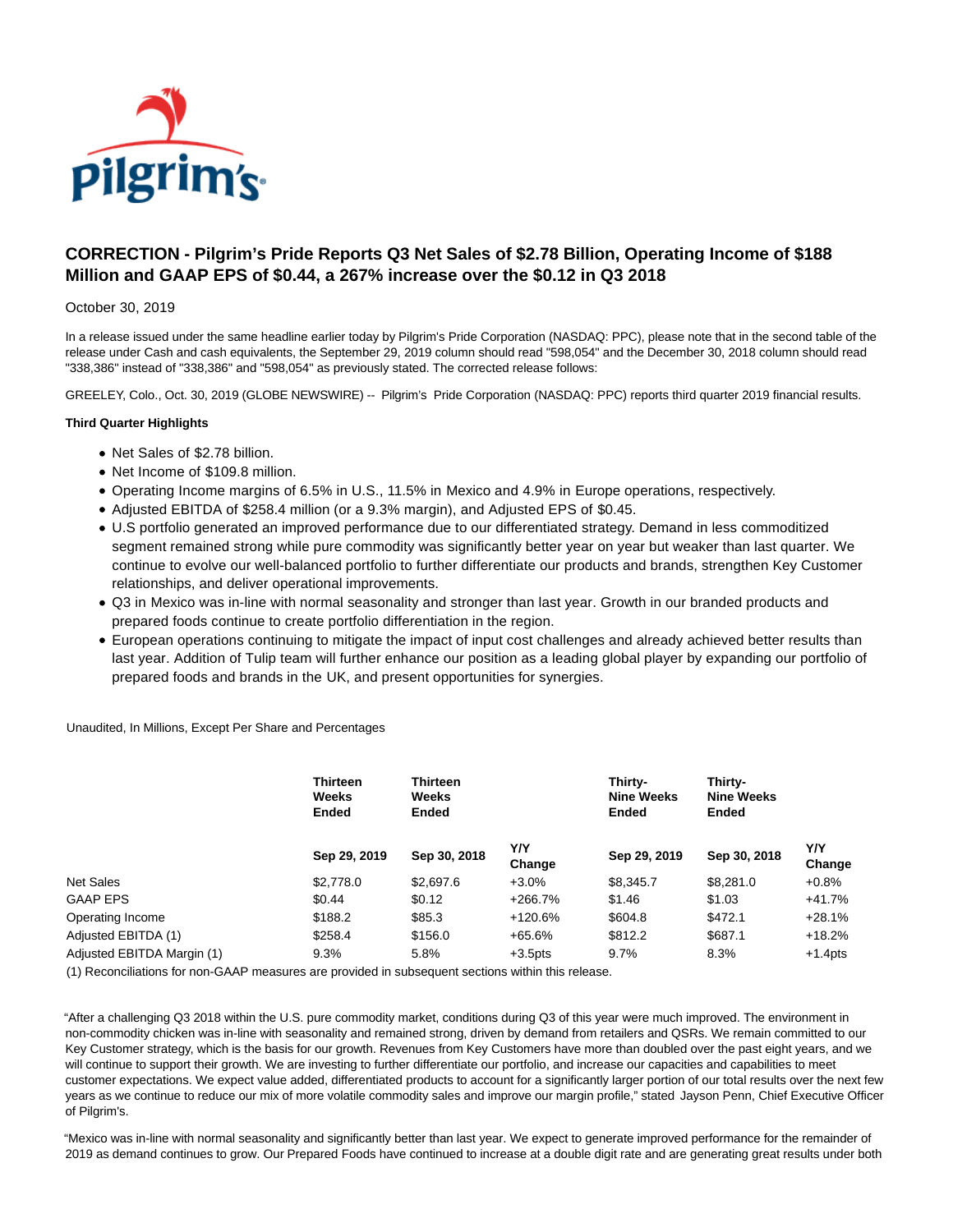# CORRECTION - Pilgrim's Pride Reports Q3 Net Sales of $2.78 Billion, Operating Income of $188 Million and GAAP EPS of $0.44, a 267% increase over the $0.12 in Q3 2018

October 30, 2019

In a release issued under the same headline earlier today by Pilgrim's Pride Corporation (NASDAQ: PPC), please note that in the second table of the release under Cash and cash equivalents, the September 29, 2019 column should read "598,054" and the December 30, 2018 column should read "338,386" instead of "338,386" and "598,054" as previously stated. The corrected release follows:

GREELEY, Colo., Oct. 30, 2019 (GLOBE NEWSWIRE) -- Pilgrim's Pride Corporation (NASDAQ: PPC) reports third quarter 2019 financial results.

**Third Quarter Highlights**

- Net Sales of $2.78 billion.
- Net Income of $109.8 million.
- Operating Income margins of 6.5% in U.S., 11.5% in Mexico and 4.9% in Europe operations, respectively.
- Adjusted EBITDA of $258.4 million (or a 9.3% margin), and Adjusted EPS of $0.45.
- U.S portfolio generated an improved performance due to our differentiated strategy. Demand in less commoditized segment remained strong while pure commodity was significantly better year on year but weaker than last quarter. We continue to evolve our well-balanced portfolio to further differentiate our products and brands, strengthen Key Customer relationships, and deliver operational improvements.
- Q3 in Mexico was in-line with normal seasonality and stronger than last year. Growth in our branded products and prepared foods continue to create portfolio differentiation in the region.
- European operations continuing to mitigate the impact of input cost challenges and already achieved better results than last year. Addition of Tulip team will further enhance our position as a leading global player by expanding our portfolio of prepared foods and brands in the UK, and present opportunities for synergies.

Unaudited, In Millions, Except Per Share and Percentages

| | Thirteen Weeks Ended | Thirteen Weeks Ended | | Thirty-Nine Weeks Ended | Thirty-Nine Weeks Ended | |
|---|---|---|---|---|---|---|
| | **Sep 29, 2019** | **Sep 30, 2018** | **Y/Y Change** | **Sep 29, 2019** | **Sep 30, 2018** | **Y/Y Change** |
| Net Sales | $2,778.0 | $2,697.6 | +3.0% | $8,345.7 | $8,281.0 | +0.8% |
| GAAP EPS | $0.44 | $0.12 | +266.7% | $1.46 | $1.03 | +41.7% |
| Operating Income | $188.2 | $85.3 | +120.6% | $604.8 | $472.1 | +28.1% |
| Adjusted EBITDA (1) | $258.4 | $156.0 | +65.6% | $812.2 | $687.1 | +18.2% |
| Adjusted EBITDA Margin (1) | 9.3% | 5.8% | +3.5pts | 9.7% | 8.3% | +1.4pts |

(1) Reconciliations for non-GAAP measures are provided in subsequent sections within this release.

"After a challenging Q3 2018 within the U.S. pure commodity market, conditions during Q3 of this year were much improved. The environment in non-commodity chicken was in-line with seasonality and remained strong, driven by demand from retailers and QSRs. We remain committed to our Key Customer strategy, which is the basis for our growth. Revenues from Key Customers have more than doubled over the past eight years, and we will continue to support their growth. We are investing to further differentiate our portfolio, and increase our capacities and capabilities to meet customer expectations. We expect value added, differentiated products to account for a significantly larger portion of our total results over the next few years as we continue to reduce our mix of more volatile commodity sales and improve our margin profile," stated Jayson Penn, Chief Executive Officer of Pilgrim's.

"Mexico was in-line with normal seasonality and significantly better than last year. We expect to generate improved performance for the remainder of 2019 as demand continues to grow. Our Prepared Foods have continued to increase at a double digit rate and are generating great results under both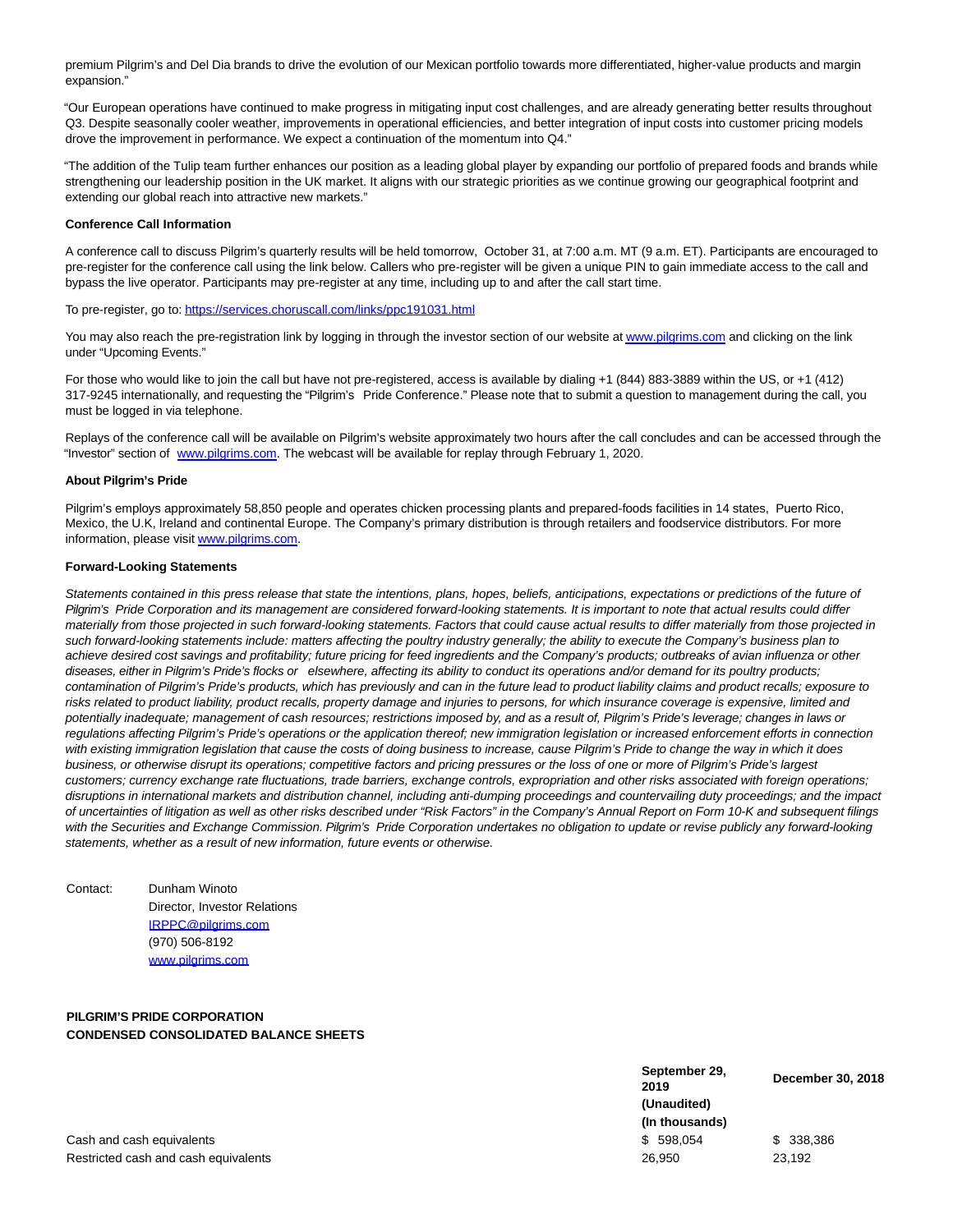premium Pilgrim's and Del Dia brands to drive the evolution of our Mexican portfolio towards more differentiated, higher-value products and margin expansion."

"Our European operations have continued to make progress in mitigating input cost challenges, and are already generating better results throughout Q3. Despite seasonally cooler weather, improvements in operational efficiencies, and better integration of input costs into customer pricing models drove the improvement in performance. We expect a continuation of the momentum into Q4."

"The addition of the Tulip team further enhances our position as a leading global player by expanding our portfolio of prepared foods and brands while strengthening our leadership position in the UK market. It aligns with our strategic priorities as we continue growing our geographical footprint and extending our global reach into attractive new markets."

**Conference Call Information**

A conference call to discuss Pilgrim's quarterly results will be held tomorrow, October 31, at 7:00 a.m. MT (9 a.m. ET). Participants are encouraged to pre-register for the conference call using the link below. Callers who pre-register will be given a unique PIN to gain immediate access to the call and bypass the live operator. Participants may pre-register at any time, including up to and after the call start time.

To pre-register, go to: https://services.choruscall.com/links/ppc191031.html

You may also reach the pre-registration link by logging in through the investor section of our website at www.pilgrims.com and clicking on the link under "Upcoming Events."

For those who would like to join the call but have not pre-registered, access is available by dialing +1 (844) 883-3889 within the US, or +1 (412) 317-9245 internationally, and requesting the "Pilgrim's Pride Conference." Please note that to submit a question to management during the call, you must be logged in via telephone.

Replays of the conference call will be available on Pilgrim's website approximately two hours after the call concludes and can be accessed through the "Investor" section of www.pilgrims.com. The webcast will be available for replay through February 1, 2020.

**About Pilgrim's Pride**

Pilgrim's employs approximately 58,850 people and operates chicken processing plants and prepared-foods facilities in 14 states, Puerto Rico, Mexico, the U.K, Ireland and continental Europe. The Company's primary distribution is through retailers and foodservice distributors. For more information, please visit www.pilgrims.com.

**Forward-Looking Statements**

*Statements contained in this press release that state the intentions, plans, hopes, beliefs, anticipations, expectations or predictions of the future of Pilgrim's Pride Corporation and its management are considered forward-looking statements. It is important to note that actual results could differ materially from those projected in such forward-looking statements. Factors that could cause actual results to differ materially from those projected in such forward-looking statements include: matters affecting the poultry industry generally; the ability to execute the Company's business plan to achieve desired cost savings and profitability; future pricing for feed ingredients and the Company's products; outbreaks of avian influenza or other diseases, either in Pilgrim's Pride's flocks or elsewhere, affecting its ability to conduct its operations and/or demand for its poultry products; contamination of Pilgrim's Pride's products, which has previously and can in the future lead to product liability claims and product recalls; exposure to risks related to product liability, product recalls, property damage and injuries to persons, for which insurance coverage is expensive, limited and potentially inadequate; management of cash resources; restrictions imposed by, and as a result of, Pilgrim's Pride's leverage; changes in laws or regulations affecting Pilgrim's Pride's operations or the application thereof; new immigration legislation or increased enforcement efforts in connection with existing immigration legislation that cause the costs of doing business to increase, cause Pilgrim's Pride to change the way in which it does business, or otherwise disrupt its operations; competitive factors and pricing pressures or the loss of one or more of Pilgrim's Pride's largest customers; currency exchange rate fluctuations, trade barriers, exchange controls, expropriation and other risks associated with foreign operations; disruptions in international markets and distribution channel, including anti-dumping proceedings and countervailing duty proceedings; and the impact of uncertainties of litigation as well as other risks described under "Risk Factors" in the Company's Annual Report on Form 10-K and subsequent filings with the Securities and Exchange Commission. Pilgrim's Pride Corporation undertakes no obligation to update or revise publicly any forward-looking statements, whether as a result of new information, future events or otherwise.*

Contact: Dunham Winoto
Director, Investor Relations
IRPPC@pilgrims.com
(970) 506-8192
www.pilgrims.com

**PILGRIM'S PRIDE CORPORATION**
**CONDENSED CONSOLIDATED BALANCE SHEETS**

| | September 29, 2019 (Unaudited) | December 30, 2018 |
|---|---|---|
| | (In thousands) | |
| Cash and cash equivalents | $ 598,054 | $ 338,386 |
| Restricted cash and cash equivalents | 26,950 | 23,192 |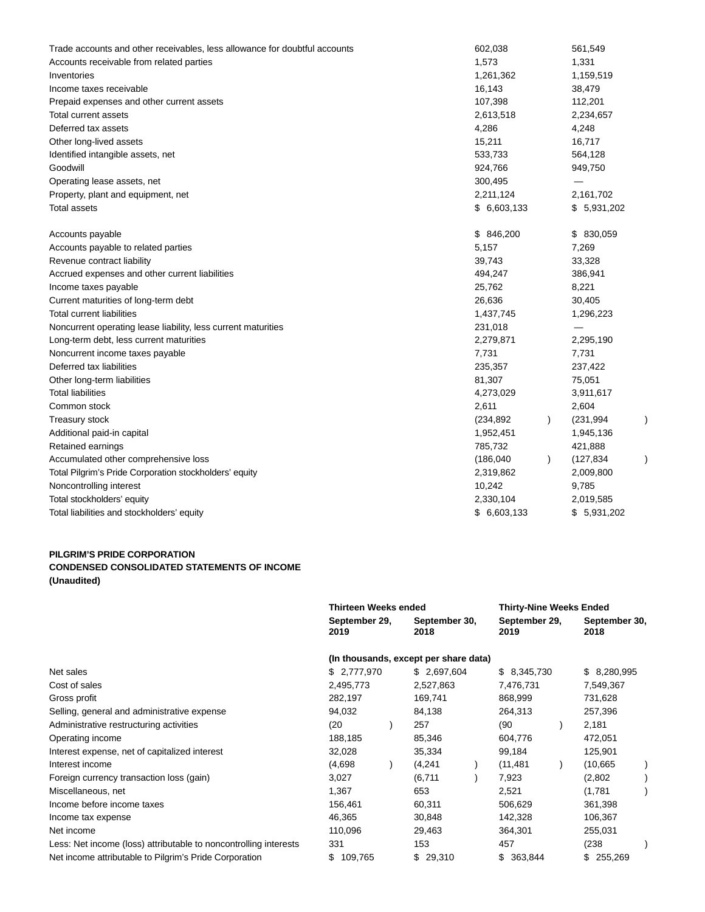| | | |
|---|---|---|
| Trade accounts and other receivables, less allowance for doubtful accounts | 602,038 | 561,549 |
| Accounts receivable from related parties | 1,573 | 1,331 |
| Inventories | 1,261,362 | 1,159,519 |
| Income taxes receivable | 16,143 | 38,479 |
| Prepaid expenses and other current assets | 107,398 | 112,201 |
| Total current assets | 2,613,518 | 2,234,657 |
| Deferred tax assets | 4,286 | 4,248 |
| Other long-lived assets | 15,211 | 16,717 |
| Identified intangible assets, net | 533,733 | 564,128 |
| Goodwill | 924,766 | 949,750 |
| Operating lease assets, net | 300,495 | — |
| Property, plant and equipment, net | 2,211,124 | 2,161,702 |
| Total assets | $ 6,603,133 | $ 5,931,202 |
| | | |
| Accounts payable | $ 846,200 | $ 830,059 |
| Accounts payable to related parties | 5,157 | 7,269 |
| Revenue contract liability | 39,743 | 33,328 |
| Accrued expenses and other current liabilities | 494,247 | 386,941 |
| Income taxes payable | 25,762 | 8,221 |
| Current maturities of long-term debt | 26,636 | 30,405 |
| Total current liabilities | 1,437,745 | 1,296,223 |
| Noncurrent operating lease liability, less current maturities | 231,018 | — |
| Long-term debt, less current maturities | 2,279,871 | 2,295,190 |
| Noncurrent income taxes payable | 7,731 | 7,731 |
| Deferred tax liabilities | 235,357 | 237,422 |
| Other long-term liabilities | 81,307 | 75,051 |
| Total liabilities | 4,273,029 | 3,911,617 |
| Common stock | 2,611 | 2,604 |
| Treasury stock | (234,892) | (231,994) |
| Additional paid-in capital | 1,952,451 | 1,945,136 |
| Retained earnings | 785,732 | 421,888 |
| Accumulated other comprehensive loss | (186,040) | (127,834) |
| Total Pilgrim's Pride Corporation stockholders' equity | 2,319,862 | 2,009,800 |
| Noncontrolling interest | 10,242 | 9,785 |
| Total stockholders' equity | 2,330,104 | 2,019,585 |
| Total liabilities and stockholders' equity | $ 6,603,133 | $ 5,931,202 |

**PILGRIM'S PRIDE CORPORATION**
**CONDENSED CONSOLIDATED STATEMENTS OF INCOME**
**(Unaudited)**

| | Thirteen Weeks ended | | Thirty-Nine Weeks Ended | |
|---|---|---|---|---|
| | September 29, 2019 | September 30, 2018 | September 29, 2019 | September 30, 2018 |
| | (In thousands, except per share data) | | | |
| Net sales | $ 2,777,970 | $ 2,697,604 | $ 8,345,730 | $ 8,280,995 |
| Cost of sales | 2,495,773 | 2,527,863 | 7,476,731 | 7,549,367 |
| Gross profit | 282,197 | 169,741 | 868,999 | 731,628 |
| Selling, general and administrative expense | 94,032 | 84,138 | 264,313 | 257,396 |
| Administrative restructuring activities | (20) | 257 | (90) | 2,181 |
| Operating income | 188,185 | 85,346 | 604,776 | 472,051 |
| Interest expense, net of capitalized interest | 32,028 | 35,334 | 99,184 | 125,901 |
| Interest income | (4,698) | (4,241) | (11,481) | (10,665) |
| Foreign currency transaction loss (gain) | 3,027 | (6,711) | 7,923 | (2,802) |
| Miscellaneous, net | 1,367 | 653 | 2,521 | (1,781) |
| Income before income taxes | 156,461 | 60,311 | 506,629 | 361,398 |
| Income tax expense | 46,365 | 30,848 | 142,328 | 106,367 |
| Net income | 110,096 | 29,463 | 364,301 | 255,031 |
| Less: Net income (loss) attributable to noncontrolling interests | 331 | 153 | 457 | (238) |
| Net income attributable to Pilgrim's Pride Corporation | $ 109,765 | $ 29,310 | $ 363,844 | $ 255,269 |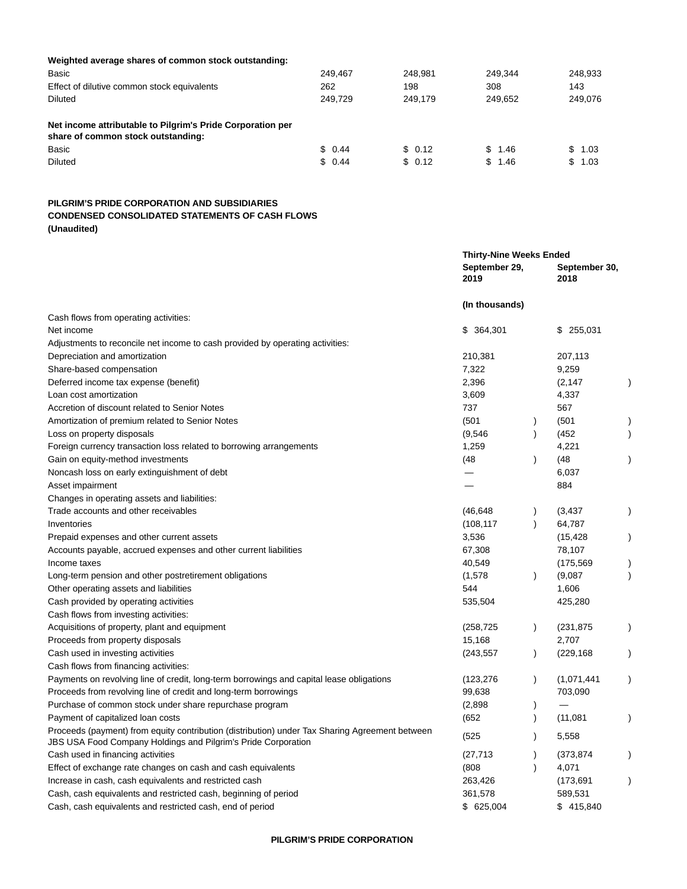| | | | | |
|---|---|---|---|---|
| **Weighted average shares of common stock outstanding:** | | | | |
| Basic | 249,467 | 248,981 | 249,344 | 248,933 |
| Effect of dilutive common stock equivalents | 262 | 198 | 308 | 143 |
| Diluted | 249,729 | 249,179 | 249,652 | 249,076 |
| | | | | |
| **Net income attributable to Pilgrim's Pride Corporation per share of common stock outstanding:** | | | | |
| Basic | $ 0.44 | $ 0.12 | $ 1.46 | $ 1.03 |
| Diluted | $ 0.44 | $ 0.12 | $ 1.46 | $ 1.03 |

**PILGRIM'S PRIDE CORPORATION AND SUBSIDIARIES**
**CONDENSED CONSOLIDATED STATEMENTS OF CASH FLOWS**
**(Unaudited)**

| | Thirty-Nine Weeks Ended | |
|---|---|---|
| | September 29, 2019 | September 30, 2018 |
| | (In thousands) | |
| Cash flows from operating activities: | | |
| Net income | $ 364,301 | $ 255,031 |
| Adjustments to reconcile net income to cash provided by operating activities: | | |
| Depreciation and amortization | 210,381 | 207,113 |
| Share-based compensation | 7,322 | 9,259 |
| Deferred income tax expense (benefit) | 2,396 | (2,147) |
| Loan cost amortization | 3,609 | 4,337 |
| Accretion of discount related to Senior Notes | 737 | 567 |
| Amortization of premium related to Senior Notes | (501) | (501) |
| Loss on property disposals | (9,546) | (452) |
| Foreign currency transaction loss related to borrowing arrangements | 1,259 | 4,221 |
| Gain on equity-method investments | (48) | (48) |
| Noncash loss on early extinguishment of debt | — | 6,037 |
| Asset impairment | — | 884 |
| Changes in operating assets and liabilities: | | |
| Trade accounts and other receivables | (46,648) | (3,437) |
| Inventories | (108,117) | 64,787 |
| Prepaid expenses and other current assets | 3,536 | (15,428) |
| Accounts payable, accrued expenses and other current liabilities | 67,308 | 78,107 |
| Income taxes | 40,549 | (175,569) |
| Long-term pension and other postretirement obligations | (1,578) | (9,087) |
| Other operating assets and liabilities | 544 | 1,606 |
| Cash provided by operating activities | 535,504 | 425,280 |
| Cash flows from investing activities: | | |
| Acquisitions of property, plant and equipment | (258,725) | (231,875) |
| Proceeds from property disposals | 15,168 | 2,707 |
| Cash used in investing activities | (243,557) | (229,168) |
| Cash flows from financing activities: | | |
| Payments on revolving line of credit, long-term borrowings and capital lease obligations | (123,276) | (1,071,441) |
| Proceeds from revolving line of credit and long-term borrowings | 99,638 | 703,090 |
| Purchase of common stock under share repurchase program | (2,898) | — |
| Payment of capitalized loan costs | (652) | (11,081) |
| Proceeds (payment) from equity contribution (distribution) under Tax Sharing Agreement between JBS USA Food Company Holdings and Pilgrim's Pride Corporation | (525) | 5,558 |
| Cash used in financing activities | (27,713) | (373,874) |
| Effect of exchange rate changes on cash and cash equivalents | (808) | 4,071 |
| Increase in cash, cash equivalents and restricted cash | 263,426 | (173,691) |
| Cash, cash equivalents and restricted cash, beginning of period | 361,578 | 589,531 |
| Cash, cash equivalents and restricted cash, end of period | $ 625,004 | $ 415,840 |

**PILGRIM'S PRIDE CORPORATION**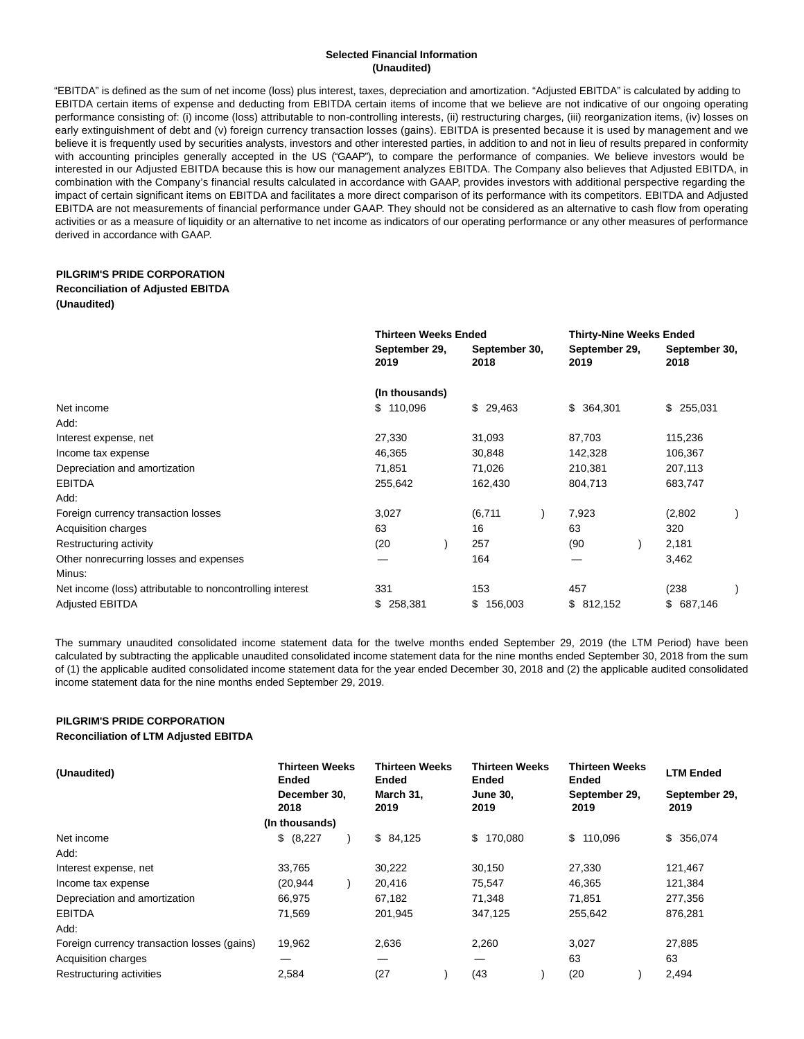**Selected Financial Information**
**(Unaudited)**

"EBITDA" is defined as the sum of net income (loss) plus interest, taxes, depreciation and amortization. "Adjusted EBITDA" is calculated by adding to EBITDA certain items of expense and deducting from EBITDA certain items of income that we believe are not indicative of our ongoing operating performance consisting of: (i) income (loss) attributable to non-controlling interests, (ii) restructuring charges, (iii) reorganization items, (iv) losses on early extinguishment of debt and (v) foreign currency transaction losses (gains). EBITDA is presented because it is used by management and we believe it is frequently used by securities analysts, investors and other interested parties, in addition to and not in lieu of results prepared in conformity with accounting principles generally accepted in the US ("GAAP"), to compare the performance of companies. We believe investors would be interested in our Adjusted EBITDA because this is how our management analyzes EBITDA. The Company also believes that Adjusted EBITDA, in combination with the Company's financial results calculated in accordance with GAAP, provides investors with additional perspective regarding the impact of certain significant items on EBITDA and facilitates a more direct comparison of its performance with its competitors. EBITDA and Adjusted EBITDA are not measurements of financial performance under GAAP. They should not be considered as an alternative to cash flow from operating activities or as a measure of liquidity or an alternative to net income as indicators of our operating performance or any other measures of performance derived in accordance with GAAP.

**PILGRIM'S PRIDE CORPORATION**
**Reconciliation of Adjusted EBITDA**
**(Unaudited)**

| | Thirteen Weeks Ended | | Thirty-Nine Weeks Ended | |
|---|---|---|---|---|
| | September 29, 2019 | September 30, 2018 | September 29, 2019 | September 30, 2018 |
| | (In thousands) | | | |
| Net income | $ 110,096 | $ 29,463 | $ 364,301 | $ 255,031 |
| Add: | | | | |
| Interest expense, net | 27,330 | 31,093 | 87,703 | 115,236 |
| Income tax expense | 46,365 | 30,848 | 142,328 | 106,367 |
| Depreciation and amortization | 71,851 | 71,026 | 210,381 | 207,113 |
| EBITDA | 255,642 | 162,430 | 804,713 | 683,747 |
| Add: | | | | |
| Foreign currency transaction losses | 3,027 | (6,711) | 7,923 | (2,802) |
| Acquisition charges | 63 | 16 | 63 | 320 |
| Restructuring activity | (20) | 257 | (90) | 2,181 |
| Other nonrecurring losses and expenses | — | 164 | — | 3,462 |
| Minus: | | | | |
| Net income (loss) attributable to noncontrolling interest | 331 | 153 | 457 | (238) |
| Adjusted EBITDA | $ 258,381 | $ 156,003 | $ 812,152 | $ 687,146 |

The summary unaudited consolidated income statement data for the twelve months ended September 29, 2019 (the LTM Period) have been calculated by subtracting the applicable unaudited consolidated income statement data for the nine months ended September 30, 2018 from the sum of (1) the applicable audited consolidated income statement data for the year ended December 30, 2018 and (2) the applicable audited consolidated income statement data for the nine months ended September 29, 2019.

**PILGRIM'S PRIDE CORPORATION**
**Reconciliation of LTM Adjusted EBITDA**

| (Unaudited) | Thirteen Weeks Ended December 30, 2018 | Thirteen Weeks Ended March 31, 2019 | Thirteen Weeks Ended June 30, 2019 | Thirteen Weeks Ended September 29, 2019 | LTM Ended September 29, 2019 |
|---|---|---|---|---|---|
| | (In thousands) | | | | |
| Net income | $ (8,227) | $ 84,125 | $ 170,080 | $ 110,096 | $ 356,074 |
| Add: | | | | | |
| Interest expense, net | 33,765 | 30,222 | 30,150 | 27,330 | 121,467 |
| Income tax expense | (20,944) | 20,416 | 75,547 | 46,365 | 121,384 |
| Depreciation and amortization | 66,975 | 67,182 | 71,348 | 71,851 | 277,356 |
| EBITDA | 71,569 | 201,945 | 347,125 | 255,642 | 876,281 |
| Add: | | | | | |
| Foreign currency transaction losses (gains) | 19,962 | 2,636 | 2,260 | 3,027 | 27,885 |
| Acquisition charges | — | — | — | 63 | 63 |
| Restructuring activities | 2,584 | (27) | (43) | (20) | 2,494 |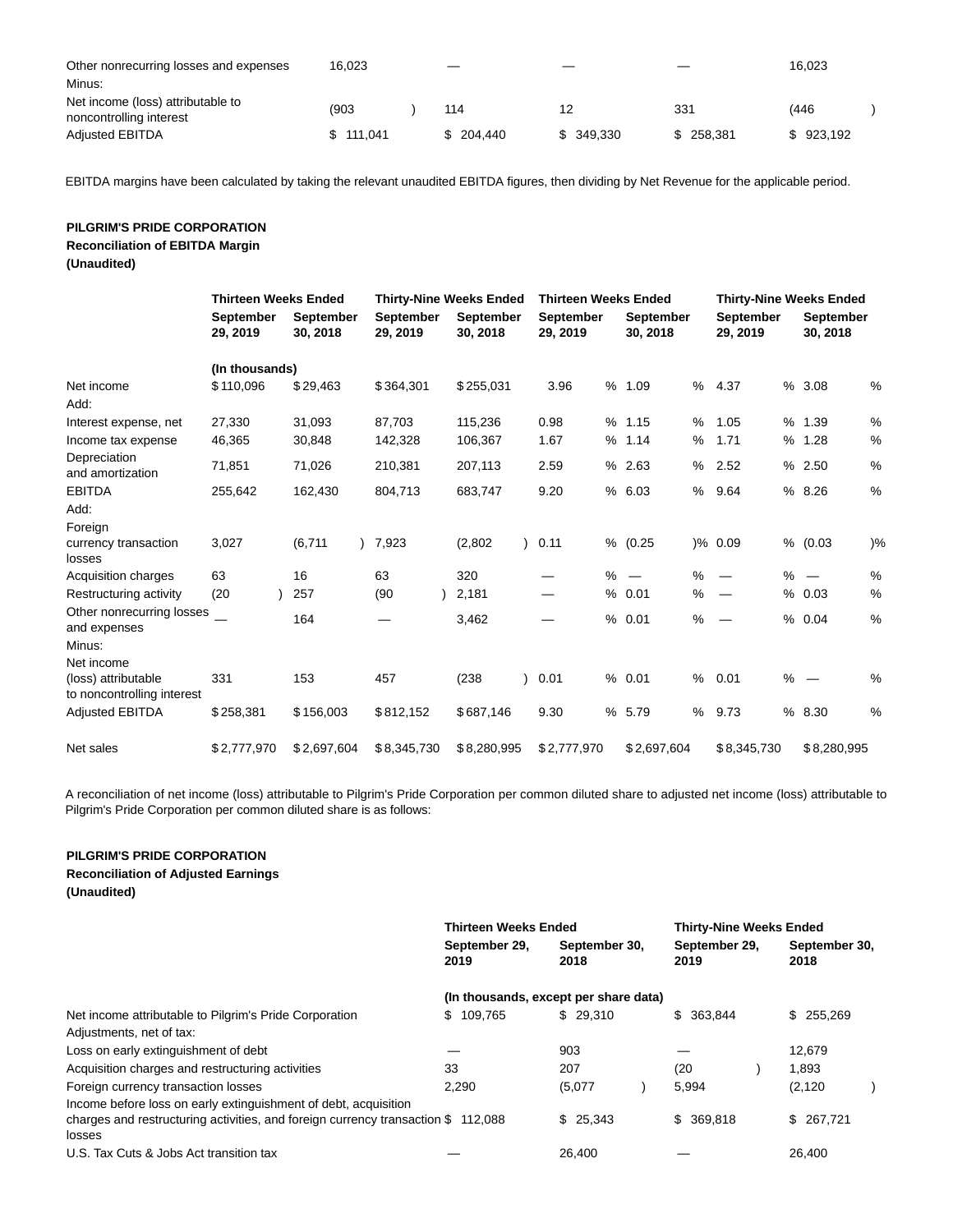| | | | | | |
|---|---|---|---|---|---|
| Other nonrecurring losses and expenses | 16,023 | — | — | — | 16,023 |
| Minus: | | | | | |
| Net income (loss) attributable to noncontrolling interest | (903) | 114 | 12 | 331 | (446) |
| Adjusted EBITDA | $ 111,041 | $ 204,440 | $ 349,330 | $ 258,381 | $ 923,192 |

EBITDA margins have been calculated by taking the relevant unaudited EBITDA figures, then dividing by Net Revenue for the applicable period.

**PILGRIM'S PRIDE CORPORATION**
**Reconciliation of EBITDA Margin**
**(Unaudited)**

| | Thirteen Weeks Ended | | Thirty-Nine Weeks Ended | | Thirteen Weeks Ended | | Thirty-Nine Weeks Ended | |
|---|---|---|---|---|---|---|---|---|
| | September 29, 2019 | September 30, 2018 | September 29, 2019 | September 30, 2018 | September 29, 2019 | September 30, 2018 | September 29, 2019 | September 30, 2018 |
| | (In thousands) | | | | | | | |
| Net income | $110,096 | $29,463 | $364,301 | $255,031 | 3.96 % | 1.09 % | 4.37 % | 3.08 % |
| Add: | | | | | | | | |
| Interest expense, net | 27,330 | 31,093 | 87,703 | 115,236 | 0.98 % | 1.15 % | 1.05 % | 1.39 % |
| Income tax expense | 46,365 | 30,848 | 142,328 | 106,367 | 1.67 % | 1.14 % | 1.71 % | 1.28 % |
| Depreciation and amortization | 71,851 | 71,026 | 210,381 | 207,113 | 2.59 % | 2.63 % | 2.52 % | 2.50 % |
| EBITDA | 255,642 | 162,430 | 804,713 | 683,747 | 9.20 % | 6.03 % | 9.64 % | 8.26 % |
| Add: | | | | | | | | |
| Foreign currency transaction losses | 3,027 | (6,711) | 7,923 | (2,802) | 0.11 % | (0.25)% | 0.09 % | (0.03)% |
| Acquisition charges | 63 | 16 | 63 | 320 | — % | — % | — % | — % |
| Restructuring activity | (20) | 257 | (90) | 2,181 | — % | 0.01 % | — % | 0.03 % |
| Other nonrecurring losses and expenses | — | 164 | — | 3,462 | — % | 0.01 % | — % | 0.04 % |
| Minus: | | | | | | | | |
| Net income (loss) attributable to noncontrolling interest | 331 | 153 | 457 | (238) | 0.01 % | 0.01 % | 0.01 % | — % |
| Adjusted EBITDA | $258,381 | $156,003 | $812,152 | $687,146 | 9.30 % | 5.79 % | 9.73 % | 8.30 % |
| Net sales | $2,777,970 | $2,697,604 | $8,345,730 | $8,280,995 | $2,777,970 | $2,697,604 | $8,345,730 | $8,280,995 |

A reconciliation of net income (loss) attributable to Pilgrim's Pride Corporation per common diluted share to adjusted net income (loss) attributable to Pilgrim's Pride Corporation per common diluted share is as follows:

**PILGRIM'S PRIDE CORPORATION**
**Reconciliation of Adjusted Earnings**
**(Unaudited)**

| | Thirteen Weeks Ended | | Thirty-Nine Weeks Ended | |
|---|---|---|---|---|
| | September 29, 2019 | September 30, 2018 | September 29, 2019 | September 30, 2018 |
| | (In thousands, except per share data) | | | |
| Net income attributable to Pilgrim's Pride Corporation | $ 109,765 | $ 29,310 | $ 363,844 | $ 255,269 |
| Adjustments, net of tax: | | | | |
| Loss on early extinguishment of debt | — | 903 | — | 12,679 |
| Acquisition charges and restructuring activities | 33 | 207 | (20) | 1,893 |
| Foreign currency transaction losses | 2,290 | (5,077) | 5,994 | (2,120) |
| Income before loss on early extinguishment of debt, acquisition charges and restructuring activities, and foreign currency transaction losses | $ 112,088 | $ 25,343 | $ 369,818 | $ 267,721 |
| U.S. Tax Cuts & Jobs Act transition tax | — | 26,400 | — | 26,400 |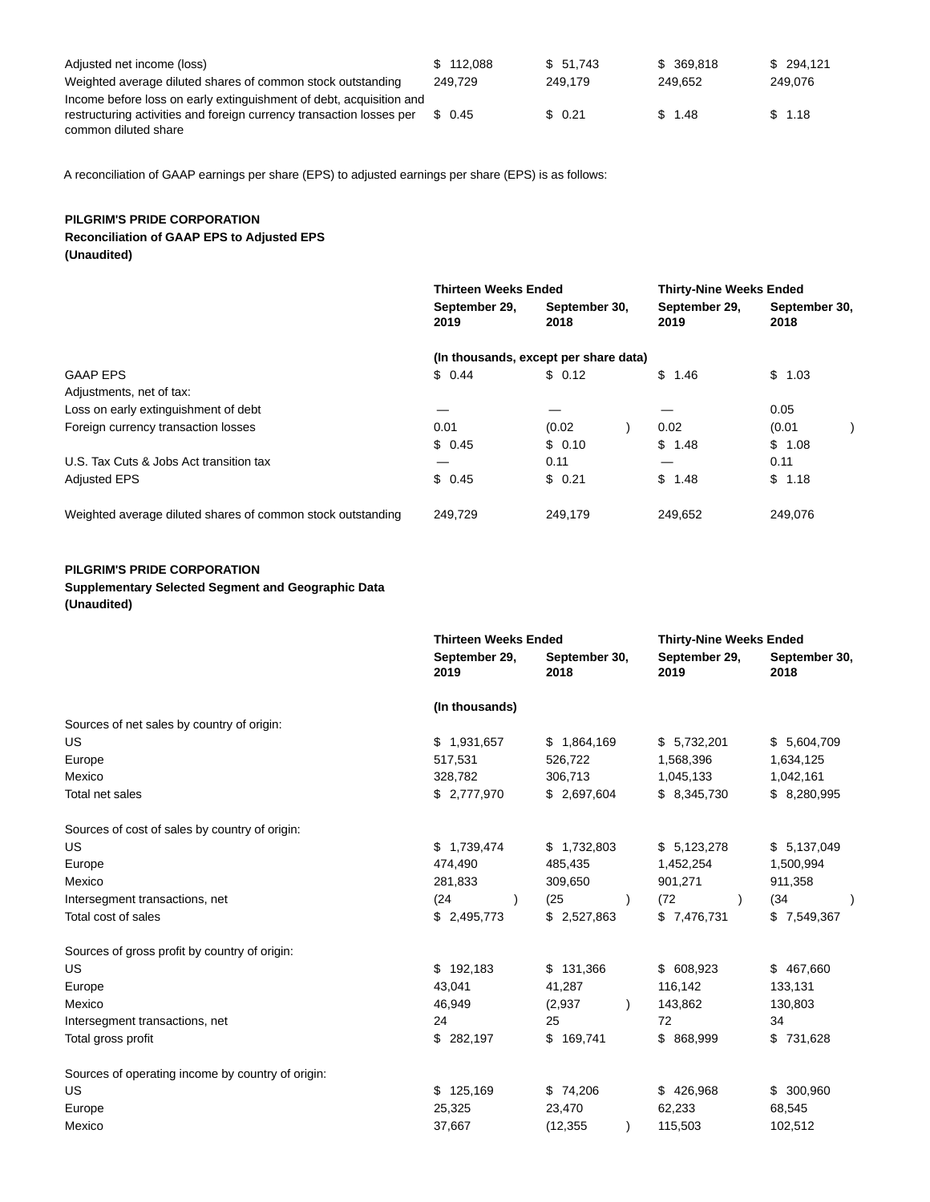| | | | | |
|---|---|---|---|---|
| Adjusted net income (loss) | $ 112,088 | $ 51,743 | $ 369,818 | $ 294,121 |
| Weighted average diluted shares of common stock outstanding | 249,729 | 249,179 | 249,652 | 249,076 |
| Income before loss on early extinguishment of debt, acquisition and restructuring activities and foreign currency transaction losses per common diluted share | $ 0.45 | $ 0.21 | $ 1.48 | $ 1.18 |

A reconciliation of GAAP earnings per share (EPS) to adjusted earnings per share (EPS) is as follows:

**PILGRIM'S PRIDE CORPORATION**
**Reconciliation of GAAP EPS to Adjusted EPS**
**(Unaudited)**

| | Thirteen Weeks Ended | | Thirty-Nine Weeks Ended | |
|---|---|---|---|---|
| | September 29, 2019 | September 30, 2018 | September 29, 2019 | September 30, 2018 |
| | (In thousands, except per share data) | | | |
| GAAP EPS | $ 0.44 | $ 0.12 | $ 1.46 | $ 1.03 |
| Adjustments, net of tax: | | | | |
| Loss on early extinguishment of debt | — | — | — | 0.05 |
| Foreign currency transaction losses | 0.01 | (0.02) | 0.02 | (0.01) |
| | $ 0.45 | $ 0.10 | $ 1.48 | $ 1.08 |
| U.S. Tax Cuts & Jobs Act transition tax | — | 0.11 | — | 0.11 |
| Adjusted EPS | $ 0.45 | $ 0.21 | $ 1.48 | $ 1.18 |
| Weighted average diluted shares of common stock outstanding | 249,729 | 249,179 | 249,652 | 249,076 |

**PILGRIM'S PRIDE CORPORATION**
**Supplementary Selected Segment and Geographic Data**
**(Unaudited)**

| | Thirteen Weeks Ended | | Thirty-Nine Weeks Ended | |
|---|---|---|---|---|
| | September 29, 2019 | September 30, 2018 | September 29, 2019 | September 30, 2018 |
| | (In thousands) | | | |
| Sources of net sales by country of origin: | | | | |
| US | $ 1,931,657 | $ 1,864,169 | $ 5,732,201 | $ 5,604,709 |
| Europe | 517,531 | 526,722 | 1,568,396 | 1,634,125 |
| Mexico | 328,782 | 306,713 | 1,045,133 | 1,042,161 |
| Total net sales | $ 2,777,970 | $ 2,697,604 | $ 8,345,730 | $ 8,280,995 |
| Sources of cost of sales by country of origin: | | | | |
| US | $ 1,739,474 | $ 1,732,803 | $ 5,123,278 | $ 5,137,049 |
| Europe | 474,490 | 485,435 | 1,452,254 | 1,500,994 |
| Mexico | 281,833 | 309,650 | 901,271 | 911,358 |
| Intersegment transactions, net | (24) | (25) | (72) | (34) |
| Total cost of sales | $ 2,495,773 | $ 2,527,863 | $ 7,476,731 | $ 7,549,367 |
| Sources of gross profit by country of origin: | | | | |
| US | $ 192,183 | $ 131,366 | $ 608,923 | $ 467,660 |
| Europe | 43,041 | 41,287 | 116,142 | 133,131 |
| Mexico | 46,949 | (2,937) | 143,862 | 130,803 |
| Intersegment transactions, net | 24 | 25 | 72 | 34 |
| Total gross profit | $ 282,197 | $ 169,741 | $ 868,999 | $ 731,628 |
| Sources of operating income by country of origin: | | | | |
| US | $ 125,169 | $ 74,206 | $ 426,968 | $ 300,960 |
| Europe | 25,325 | 23,470 | 62,233 | 68,545 |
| Mexico | 37,667 | (12,355) | 115,503 | 102,512 |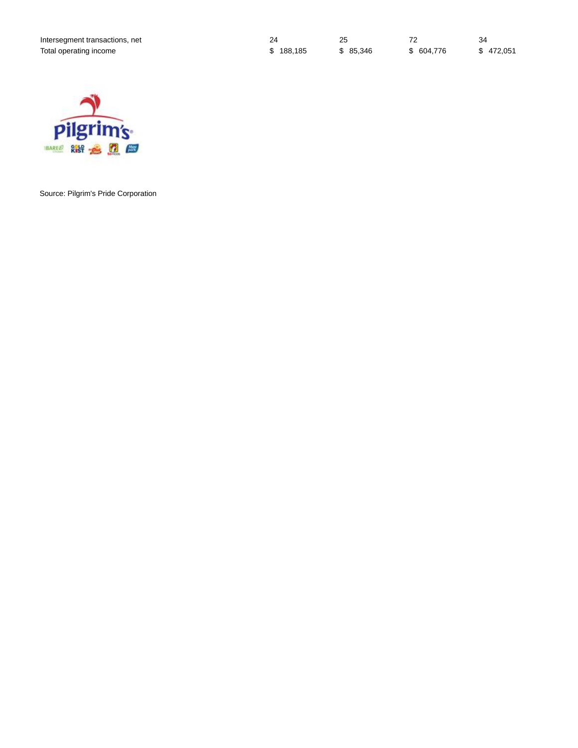| | | | | |
|---|---|---|---|---|
| Intersegment transactions, net | 24 | 25 | 72 | 34 |
| Total operating income | $ 188,185 | $ 85,346 | $ 604,776 | $ 472,051 |

Source: Pilgrim's Pride Corporation